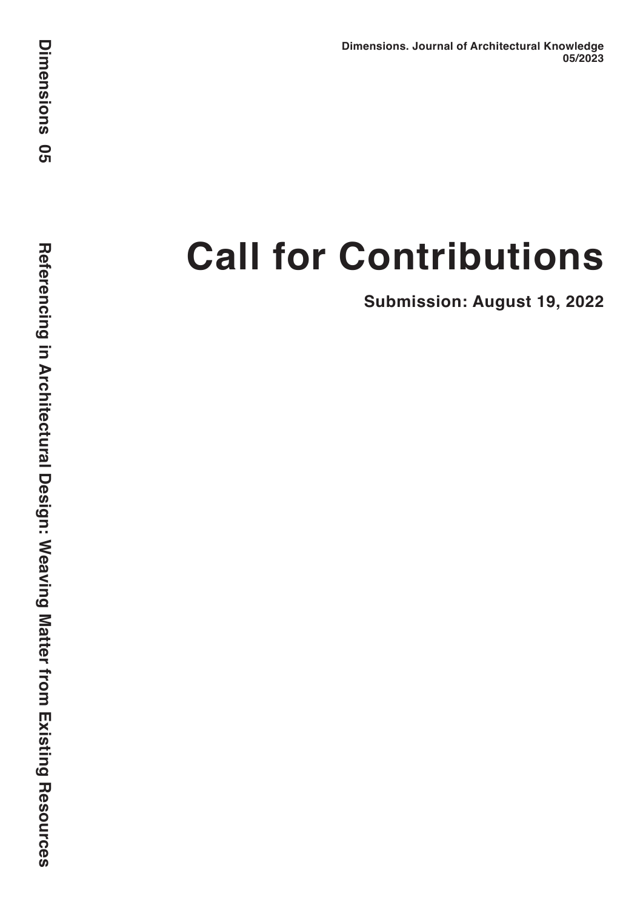Dimensions. Journal of Architectural Knowledge
05/2023

Dimensions 05

Referencing in Architectural Design: Weaving Matter from Existing Resources

# Call for Contributions

**Submission: August 19, 2022**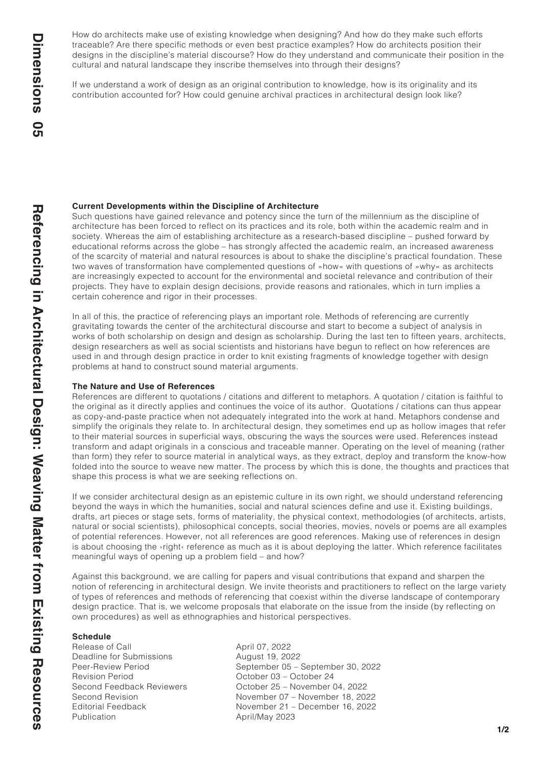How do architects make use of existing knowledge when designing? And how do they make such efforts traceable? Are there specific methods or even best practice examples? How do architects position their designs in the discipline's material discourse? How do they understand and communicate their position in the cultural and natural landscape they inscribe themselves into through their designs?

If we understand a work of design as an original contribution to knowledge, how is its originality and its contribution accounted for? How could genuine archival practices in architectural design look like?

**Current Developments within the Discipline of Architecture**

Such questions have gained relevance and potency since the turn of the millennium as the discipline of architecture has been forced to reflect on its practices and its role, both within the academic realm and in society. Whereas the aim of establishing architecture as a research-based discipline – pushed forward by educational reforms across the globe – has strongly affected the academic realm, an increased awareness of the scarcity of material and natural resources is about to shake the discipline's practical foundation. These two waves of transformation have complemented questions of »how« with questions of »why« as architects are increasingly expected to account for the environmental and societal relevance and contribution of their projects. They have to explain design decisions, provide reasons and rationales, which in turn implies a certain coherence and rigor in their processes.

In all of this, the practice of referencing plays an important role. Methods of referencing are currently gravitating towards the center of the architectural discourse and start to become a subject of analysis in works of both scholarship on design and design as scholarship. During the last ten to fifteen years, architects, design researchers as well as social scientists and historians have begun to reflect on how references are used in and through design practice in order to knit existing fragments of knowledge together with design problems at hand to construct sound material arguments.

**The Nature and Use of References**

References are different to quotations / citations and different to metaphors. A quotation / citation is faithful to the original as it directly applies and continues the voice of its author. Quotations / citations can thus appear as copy-and-paste practice when not adequately integrated into the work at hand. Metaphors condense and simplify the originals they relate to. In architectural design, they sometimes end up as hollow images that refer to their material sources in superficial ways, obscuring the ways the sources were used. References instead transform and adapt originals in a conscious and traceable manner. Operating on the level of meaning (rather than form) they refer to source material in analytical ways, as they extract, deploy and transform the know-how folded into the source to weave new matter. The process by which this is done, the thoughts and practices that shape this process is what we are seeking reflections on.

If we consider architectural design as an epistemic culture in its own right, we should understand referencing beyond the ways in which the humanities, social and natural sciences define and use it. Existing buildings, drafts, art pieces or stage sets, forms of materiality, the physical context, methodologies (of architects, artists, natural or social scientists), philosophical concepts, social theories, movies, novels or poems are all examples of potential references. However, not all references are good references. Making use of references in design is about choosing the ›right‹ reference as much as it is about deploying the latter. Which reference facilitates meaningful ways of opening up a problem field – and how?

Against this background, we are calling for papers and visual contributions that expand and sharpen the notion of referencing in architectural design. We invite theorists and practitioners to reflect on the large variety of types of references and methods of referencing that coexist within the diverse landscape of contemporary design practice. That is, we welcome proposals that elaborate on the issue from the inside (by reflecting on own procedures) as well as ethnographies and historical perspectives.

**Schedule**

| | |
|---|---|
| Release of Call | April 07, 2022 |
| Deadline for Submissions | August 19, 2022 |
| Peer-Review Period | September 05 – September 30, 2022 |
| Revision Period | October 03 – October 24 |
| Second Feedback Reviewers | October 25 – November 04, 2022 |
| Second Revision | November 07 – November 18, 2022 |
| Editorial Feedback | November 21 – December 16, 2022 |
| Publication | April/May 2023 |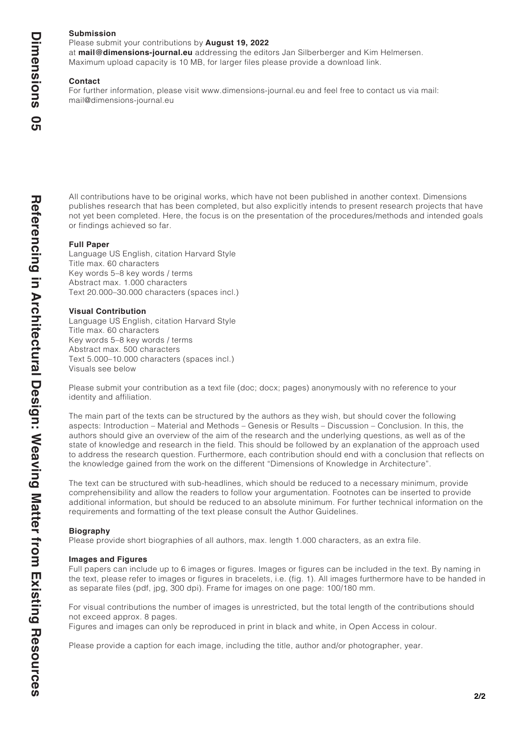### Submission

Please submit your contributions by **August 19, 2022**
at **mail@dimensions-journal.eu** addressing the editors Jan Silberberger and Kim Helmersen.
Maximum upload capacity is 10 MB, for larger files please provide a download link.

### Contact

For further information, please visit www.dimensions-journal.eu and feel free to contact us via mail:
mail@dimensions-journal.eu

All contributions have to be original works, which have not been published in another context. Dimensions publishes research that has been completed, but also explicitly intends to present research projects that have not yet been completed. Here, the focus is on the presentation of the procedures/methods and intended goals or findings achieved so far.

### Full Paper

Language US English, citation Harvard Style
Title max. 60 characters
Key words 5–8 key words / terms
Abstract max. 1.000 characters
Text 20.000–30.000 characters (spaces incl.)

### Visual Contribution

Language US English, citation Harvard Style
Title max. 60 characters
Key words 5–8 key words / terms
Abstract max. 500 characters
Text 5.000–10.000 characters (spaces incl.)
Visuals see below

Please submit your contribution as a text file (doc; docx; pages) anonymously with no reference to your identity and affiliation.

The main part of the texts can be structured by the authors as they wish, but should cover the following aspects: Introduction – Material and Methods – Genesis or Results – Discussion – Conclusion. In this, the authors should give an overview of the aim of the research and the underlying questions, as well as of the state of knowledge and research in the field. This should be followed by an explanation of the approach used to address the research question. Furthermore, each contribution should end with a conclusion that reflects on the knowledge gained from the work on the different "Dimensions of Knowledge in Architecture".

The text can be structured with sub-headlines, which should be reduced to a necessary minimum, provide comprehensibility and allow the readers to follow your argumentation. Footnotes can be inserted to provide additional information, but should be reduced to an absolute minimum. For further technical information on the requirements and formatting of the text please consult the Author Guidelines.

### Biography

Please provide short biographies of all authors, max. length 1.000 characters, as an extra file.

### Images and Figures

Full papers can include up to 6 images or figures. Images or figures can be included in the text. By naming in the text, please refer to images or figures in bracelets, i.e. (fig. 1). All images furthermore have to be handed in as separate files (pdf, jpg, 300 dpi). Frame for images on one page: 100/180 mm.

For visual contributions the number of images is unrestricted, but the total length of the contributions should not exceed approx. 8 pages.
Figures and images can only be reproduced in print in black and white, in Open Access in colour.

Please provide a caption for each image, including the title, author and/or photographer, year.